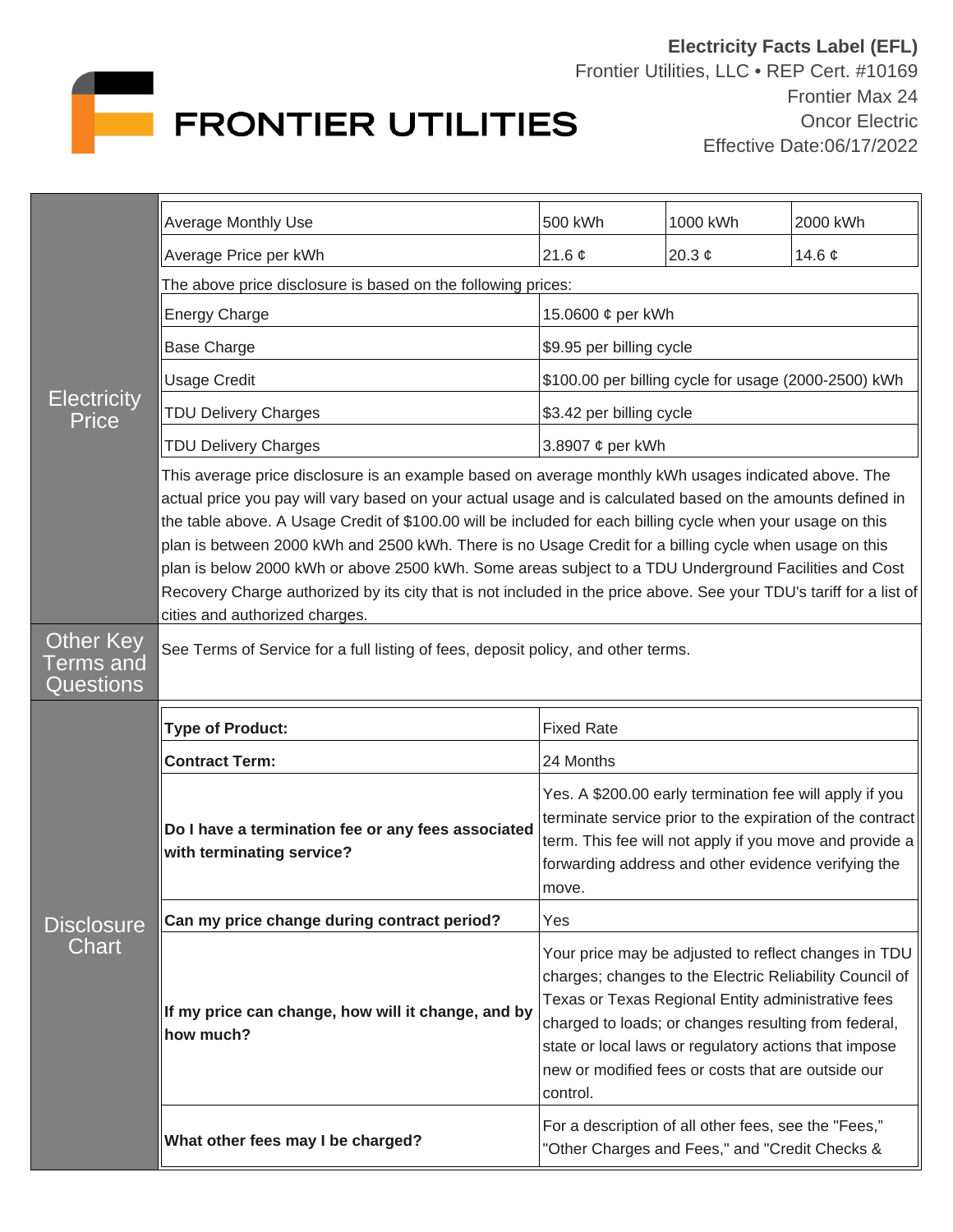FRONTIER UTILITIES

**Electricity Facts Label (EFL)**
Frontier Utilities, LLC • REP Cert. #10169
Frontier Max 24
Oncor Electric
Effective Date:06/17/2022

## Electricity Price

| Average Monthly Use | 500 kWh | 1000 kWh | 2000 kWh |
|---|---|---|---|
| Average Price per kWh | 21.6 ¢ | 20.3 ¢ | 14.6 ¢ |

The above price disclosure is based on the following prices:

| | |
|---|---|
| Energy Charge | 15.0600 ¢ per kWh |
| Base Charge | $9.95 per billing cycle |
| Usage Credit | $100.00 per billing cycle for usage (2000-2500) kWh |
| TDU Delivery Charges | $3.42 per billing cycle |
| TDU Delivery Charges | 3.8907 ¢ per kWh |

This average price disclosure is an example based on average monthly kWh usages indicated above. The actual price you pay will vary based on your actual usage and is calculated based on the amounts defined in the table above. A Usage Credit of $100.00 will be included for each billing cycle when your usage on this plan is between 2000 kWh and 2500 kWh. There is no Usage Credit for a billing cycle when usage on this plan is below 2000 kWh or above 2500 kWh. Some areas subject to a TDU Underground Facilities and Cost Recovery Charge authorized by its city that is not included in the price above. See your TDU's tariff for a list of cities and authorized charges.

## Other Key Terms and Questions

See Terms of Service for a full listing of fees, deposit policy, and other terms.

## Disclosure Chart

| | |
|---|---|
| **Type of Product:** | Fixed Rate |
| **Contract Term:** | 24 Months |
| **Do I have a termination fee or any fees associated with terminating service?** | Yes. A $200.00 early termination fee will apply if you terminate service prior to the expiration of the contract term. This fee will not apply if you move and provide a forwarding address and other evidence verifying the move. |
| **Can my price change during contract period?** | Yes |
| **If my price can change, how will it change, and by how much?** | Your price may be adjusted to reflect changes in TDU charges; changes to the Electric Reliability Council of Texas or Texas Regional Entity administrative fees charged to loads; or changes resulting from federal, state or local laws or regulatory actions that impose new or modified fees or costs that are outside our control. |
| **What other fees may I be charged?** | For a description of all other fees, see the "Fees," "Other Charges and Fees," and "Credit Checks & |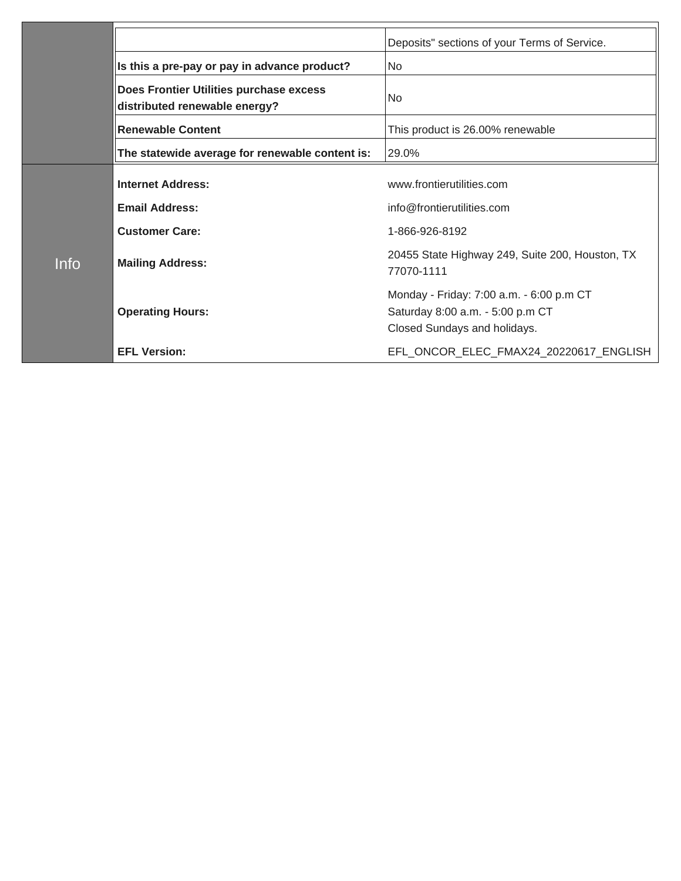| | | |
|---|---|---|
| | | Deposits" sections of your Terms of Service. |
| | **Is this a pre-pay or pay in advance product?** | No |
| | **Does Frontier Utilities purchase excess distributed renewable energy?** | No |
| | **Renewable Content** | This product is 26.00% renewable |
| | **The statewide average for renewable content is:** | 29.0% |
| Info | **Internet Address:** | www.frontierutilities.com |
| | **Email Address:** | info@frontierutilities.com |
| | **Customer Care:** | 1-866-926-8192 |
| | **Mailing Address:** | 20455 State Highway 249, Suite 200, Houston, TX 77070-1111 |
| | **Operating Hours:** | Monday - Friday: 7:00 a.m. - 6:00 p.m CT<br>Saturday 8:00 a.m. - 5:00 p.m CT<br>Closed Sundays and holidays. |
| | **EFL Version:** | EFL_ONCOR_ELEC_FMAX24_20220617_ENGLISH |